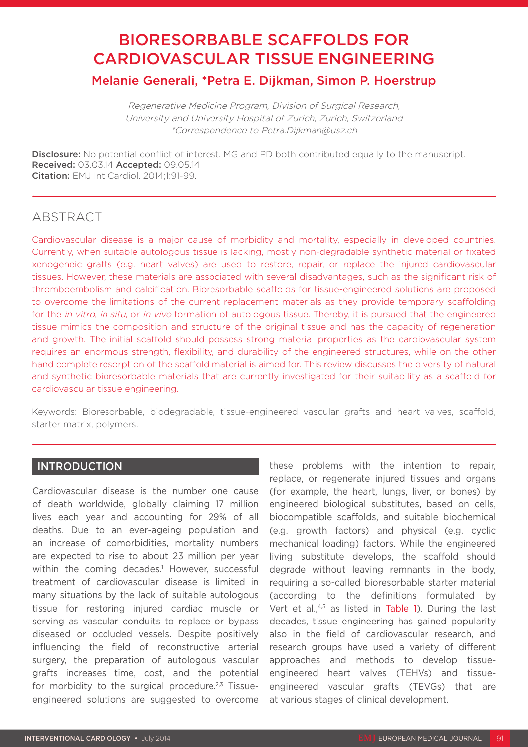# BIORESORBABLE SCAFFOLDS FOR CARDIOVASCULAR TISSUE ENGINEERING

## Melanie Generali, *Petra E. Dijkman, Simon P. Hoerstrup

*Regenerative Medicine Program, Division of Surgical Research, University and University Hospital of Zurich, Zurich, Switzerland*
*\*Correspondence to Petra.Dijkman@usz.ch*

**Disclosure:** No potential conflict of interest. MG and PD both contributed equally to the manuscript.
**Received:** 03.03.14 **Accepted:** 09.05.14
**Citation:** EMJ Int Cardiol. 2014;1:91-99.

## ABSTRACT

Cardiovascular disease is a major cause of morbidity and mortality, especially in developed countries. Currently, when suitable autologous tissue is lacking, mostly non-degradable synthetic material or fixated xenogeneic grafts (e.g. heart valves) are used to restore, repair, or replace the injured cardiovascular tissues. However, these materials are associated with several disadvantages, such as the significant risk of thromboembolism and calcification. Bioresorbable scaffolds for tissue-engineered solutions are proposed to overcome the limitations of the current replacement materials as they provide temporary scaffolding for the *in vitro*, *in situ*, or *in vivo* formation of autologous tissue. Thereby, it is pursued that the engineered tissue mimics the composition and structure of the original tissue and has the capacity of regeneration and growth. The initial scaffold should possess strong material properties as the cardiovascular system requires an enormous strength, flexibility, and durability of the engineered structures, while on the other hand complete resorption of the scaffold material is aimed for. This review discusses the diversity of natural and synthetic bioresorbable materials that are currently investigated for their suitability as a scaffold for cardiovascular tissue engineering.

Keywords: Bioresorbable, biodegradable, tissue-engineered vascular grafts and heart valves, scaffold, starter matrix, polymers.

## INTRODUCTION

Cardiovascular disease is the number one cause of death worldwide, globally claiming 17 million lives each year and accounting for 29% of all deaths. Due to an ever-ageing population and an increase of comorbidities, mortality numbers are expected to rise to about 23 million per year within the coming decades.[1] However, successful treatment of cardiovascular disease is limited in many situations by the lack of suitable autologous tissue for restoring injured cardiac muscle or serving as vascular conduits to replace or bypass diseased or occluded vessels. Despite positively influencing the field of reconstructive arterial surgery, the preparation of autologous vascular grafts increases time, cost, and the potential for morbidity to the surgical procedure.[2,3] Tissue-engineered solutions are suggested to overcome these problems with the intention to repair, replace, or regenerate injured tissues and organs (for example, the heart, lungs, liver, or bones) by engineered biological substitutes, based on cells, biocompatible scaffolds, and suitable biochemical (e.g. growth factors) and physical (e.g. cyclic mechanical loading) factors. While the engineered living substitute develops, the scaffold should degrade without leaving remnants in the body, requiring a so-called bioresorbable starter material (according to the definitions formulated by Vert et al.,[4,5] as listed in Table 1). During the last decades, tissue engineering has gained popularity also in the field of cardiovascular research, and research groups have used a variety of different approaches and methods to develop tissue-engineered heart valves (TEHVs) and tissue-engineered vascular grafts (TEVGs) that are at various stages of clinical development.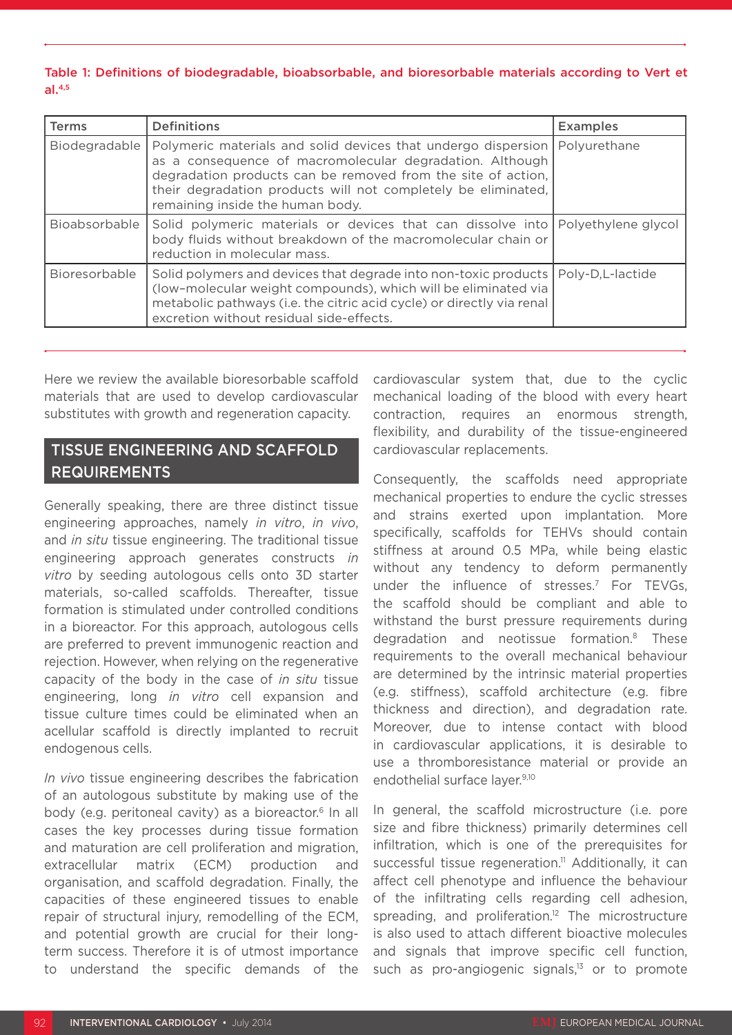Table 1: Definitions of biodegradable, bioabsorbable, and bioresorbable materials according to Vert et al.[4,5]

| Terms | Definitions | Examples |
|---|---|---|
| Biodegradable | Polymeric materials and solid devices that undergo dispersion as a consequence of macromolecular degradation. Although degradation products can be removed from the site of action, their degradation products will not completely be eliminated, remaining inside the human body. | Polyurethane |
| Bioabsorbable | Solid polymeric materials or devices that can dissolve into body fluids without breakdown of the macromolecular chain or reduction in molecular mass. | Polyethylene glycol |
| Bioresorbable | Solid polymers and devices that degrade into non-toxic products (low-molecular weight compounds), which will be eliminated via metabolic pathways (i.e. the citric acid cycle) or directly via renal excretion without residual side-effects. | Poly-D,L-lactide |

Here we review the available bioresorbable scaffold materials that are used to develop cardiovascular substitutes with growth and regeneration capacity.

## TISSUE ENGINEERING AND SCAFFOLD REQUIREMENTS

Generally speaking, there are three distinct tissue engineering approaches, namely *in vitro*, *in vivo*, and *in situ* tissue engineering. The traditional tissue engineering approach generates constructs *in vitro* by seeding autologous cells onto 3D starter materials, so-called scaffolds. Thereafter, tissue formation is stimulated under controlled conditions in a bioreactor. For this approach, autologous cells are preferred to prevent immunogenic reaction and rejection. However, when relying on the regenerative capacity of the body in the case of *in situ* tissue engineering, long *in vitro* cell expansion and tissue culture times could be eliminated when an acellular scaffold is directly implanted to recruit endogenous cells.

*In vivo* tissue engineering describes the fabrication of an autologous substitute by making use of the body (e.g. peritoneal cavity) as a bioreactor.[6] In all cases the key processes during tissue formation and maturation are cell proliferation and migration, extracellular matrix (ECM) production and organisation, and scaffold degradation. Finally, the capacities of these engineered tissues to enable repair of structural injury, remodelling of the ECM, and potential growth are crucial for their long-term success. Therefore it is of utmost importance to understand the specific demands of the cardiovascular system that, due to the cyclic mechanical loading of the blood with every heart contraction, requires an enormous strength, flexibility, and durability of the tissue-engineered cardiovascular replacements.

Consequently, the scaffolds need appropriate mechanical properties to endure the cyclic stresses and strains exerted upon implantation. More specifically, scaffolds for TEHVs should contain stiffness at around 0.5 MPa, while being elastic without any tendency to deform permanently under the influence of stresses.[7] For TEVGs, the scaffold should be compliant and able to withstand the burst pressure requirements during degradation and neotissue formation.[8] These requirements to the overall mechanical behaviour are determined by the intrinsic material properties (e.g. stiffness), scaffold architecture (e.g. fibre thickness and direction), and degradation rate. Moreover, due to intense contact with blood in cardiovascular applications, it is desirable to use a thromboresistance material or provide an endothelial surface layer.[9,10]

In general, the scaffold microstructure (i.e. pore size and fibre thickness) primarily determines cell infiltration, which is one of the prerequisites for successful tissue regeneration.[11] Additionally, it can affect cell phenotype and influence the behaviour of the infiltrating cells regarding cell adhesion, spreading, and proliferation.[12] The microstructure is also used to attach different bioactive molecules and signals that improve specific cell function, such as pro-angiogenic signals,[13] or to promote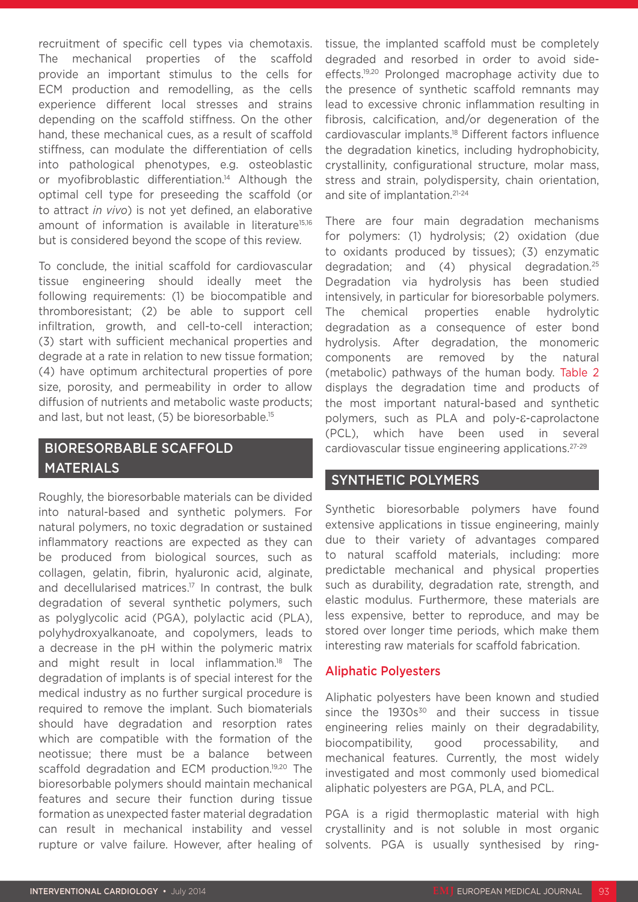recruitment of specific cell types via chemotaxis. The mechanical properties of the scaffold provide an important stimulus to the cells for ECM production and remodelling, as the cells experience different local stresses and strains depending on the scaffold stiffness. On the other hand, these mechanical cues, as a result of scaffold stiffness, can modulate the differentiation of cells into pathological phenotypes, e.g. osteoblastic or myofibroblastic differentiation.[14] Although the optimal cell type for preseeding the scaffold (or to attract *in vivo*) is not yet defined, an elaborative amount of information is available in literature[15,16] but is considered beyond the scope of this review.

To conclude, the initial scaffold for cardiovascular tissue engineering should ideally meet the following requirements: (1) be biocompatible and thromboresistant; (2) be able to support cell infiltration, growth, and cell-to-cell interaction; (3) start with sufficient mechanical properties and degrade at a rate in relation to new tissue formation; (4) have optimum architectural properties of pore size, porosity, and permeability in order to allow diffusion of nutrients and metabolic waste products; and last, but not least, (5) be bioresorbable.[15]

## BIORESORBABLE SCAFFOLD MATERIALS

Roughly, the bioresorbable materials can be divided into natural-based and synthetic polymers. For natural polymers, no toxic degradation or sustained inflammatory reactions are expected as they can be produced from biological sources, such as collagen, gelatin, fibrin, hyaluronic acid, alginate, and decellularised matrices.[17] In contrast, the bulk degradation of several synthetic polymers, such as polyglycolic acid (PGA), polylactic acid (PLA), polyhydroxyalkanoate, and copolymers, leads to a decrease in the pH within the polymeric matrix and might result in local inflammation.[18] The degradation of implants is of special interest for the medical industry as no further surgical procedure is required to remove the implant. Such biomaterials should have degradation and resorption rates which are compatible with the formation of the neotissue; there must be a balance between scaffold degradation and ECM production.[19,20] The bioresorbable polymers should maintain mechanical features and secure their function during tissue formation as unexpected faster material degradation can result in mechanical instability and vessel rupture or valve failure. However, after healing of tissue, the implanted scaffold must be completely degraded and resorbed in order to avoid side-effects.[19,20] Prolonged macrophage activity due to the presence of synthetic scaffold remnants may lead to excessive chronic inflammation resulting in fibrosis, calcification, and/or degeneration of the cardiovascular implants.[18] Different factors influence the degradation kinetics, including hydrophobicity, crystallinity, configurational structure, molar mass, stress and strain, polydispersity, chain orientation, and site of implantation.[21-24]

There are four main degradation mechanisms for polymers: (1) hydrolysis; (2) oxidation (due to oxidants produced by tissues); (3) enzymatic degradation; and (4) physical degradation.[25] Degradation via hydrolysis has been studied intensively, in particular for bioresorbable polymers. The chemical properties enable hydrolytic degradation as a consequence of ester bond hydrolysis. After degradation, the monomeric components are removed by the natural (metabolic) pathways of the human body. Table 2 displays the degradation time and products of the most important natural-based and synthetic polymers, such as PLA and poly-ε-caprolactone (PCL), which have been used in several cardiovascular tissue engineering applications.[27-29]

## SYNTHETIC POLYMERS

Synthetic bioresorbable polymers have found extensive applications in tissue engineering, mainly due to their variety of advantages compared to natural scaffold materials, including: more predictable mechanical and physical properties such as durability, degradation rate, strength, and elastic modulus. Furthermore, these materials are less expensive, better to reproduce, and may be stored over longer time periods, which make them interesting raw materials for scaffold fabrication.

### Aliphatic Polyesters

Aliphatic polyesters have been known and studied since the 1930s[30] and their success in tissue engineering relies mainly on their degradability, biocompatibility, good processability, and mechanical features. Currently, the most widely investigated and most commonly used biomedical aliphatic polyesters are PGA, PLA, and PCL.

PGA is a rigid thermoplastic material with high crystallinity and is not soluble in most organic solvents. PGA is usually synthesised by ring-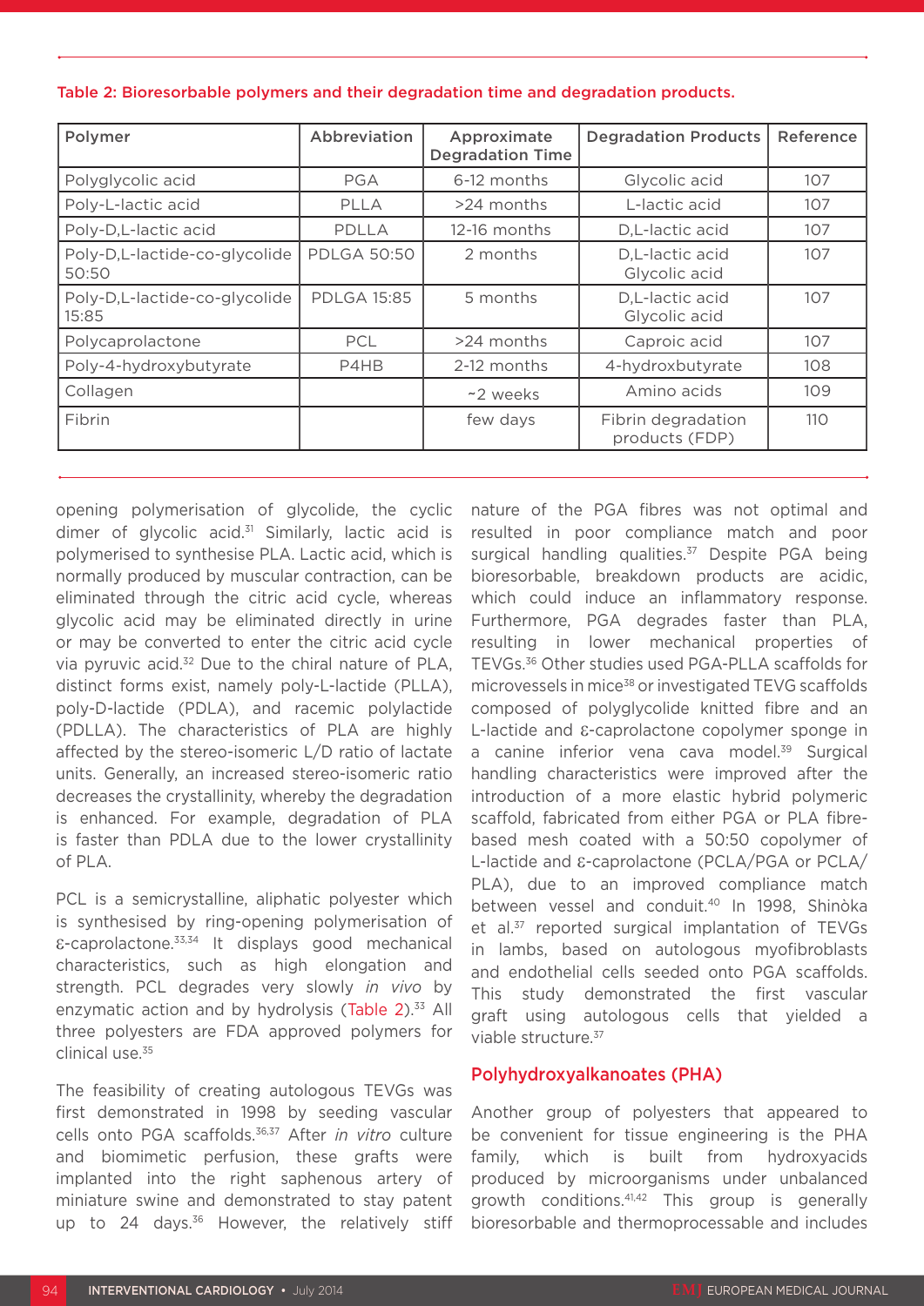**Table 2: Bioresorbable polymers and their degradation time and degradation products.**

| Polymer | Abbreviation | Approximate Degradation Time | Degradation Products | Reference |
|---|---|---|---|---|
| Polyglycolic acid | PGA | 6-12 months | Glycolic acid | 107 |
| Poly-L-lactic acid | PLLA | >24 months | L-lactic acid | 107 |
| Poly-D,L-lactic acid | PDLLA | 12-16 months | D,L-lactic acid | 107 |
| Poly-D,L-lactide-co-glycolide 50:50 | PDLGA 50:50 | 2 months | D,L-lactic acid Glycolic acid | 107 |
| Poly-D,L-lactide-co-glycolide 15:85 | PDLGA 15:85 | 5 months | D,L-lactic acid Glycolic acid | 107 |
| Polycaprolactone | PCL | >24 months | Caproic acid | 107 |
| Poly-4-hydroxybutyrate | P4HB | 2-12 months | 4-hydroxbutyrate | 108 |
| Collagen | | ~2 weeks | Amino acids | 109 |
| Fibrin | | few days | Fibrin degradation products (FDP) | 110 |

opening polymerisation of glycolide, the cyclic dimer of glycolic acid.[31] Similarly, lactic acid is polymerised to synthesise PLA. Lactic acid, which is normally produced by muscular contraction, can be eliminated through the citric acid cycle, whereas glycolic acid may be eliminated directly in urine or may be converted to enter the citric acid cycle via pyruvic acid.[32] Due to the chiral nature of PLA, distinct forms exist, namely poly-L-lactide (PLLA), poly-D-lactide (PDLA), and racemic polylactide (PDLLA). The characteristics of PLA are highly affected by the stereo-isomeric L/D ratio of lactate units. Generally, an increased stereo-isomeric ratio decreases the crystallinity, whereby the degradation is enhanced. For example, degradation of PLA is faster than PDLA due to the lower crystallinity of PLA.

PCL is a semicrystalline, aliphatic polyester which is synthesised by ring-opening polymerisation of ε-caprolactone.[33,34] It displays good mechanical characteristics, such as high elongation and strength. PCL degrades very slowly *in vivo* by enzymatic action and by hydrolysis (Table 2).[33] All three polyesters are FDA approved polymers for clinical use.[35]

The feasibility of creating autologous TEVGs was first demonstrated in 1998 by seeding vascular cells onto PGA scaffolds.[36,37] After *in vitro* culture and biomimetic perfusion, these grafts were implanted into the right saphenous artery of miniature swine and demonstrated to stay patent up to 24 days.[36] However, the relatively stiff nature of the PGA fibres was not optimal and resulted in poor compliance match and poor surgical handling qualities.[37] Despite PGA being bioresorbable, breakdown products are acidic, which could induce an inflammatory response. Furthermore, PGA degrades faster than PLA, resulting in lower mechanical properties of TEVGs.[36] Other studies used PGA-PLLA scaffolds for microvessels in mice[38] or investigated TEVG scaffolds composed of polyglycolide knitted fibre and an L-lactide and ε-caprolactone copolymer sponge in a canine inferior vena cava model.[39] Surgical handling characteristics were improved after the introduction of a more elastic hybrid polymeric scaffold, fabricated from either PGA or PLA fibre-based mesh coated with a 50:50 copolymer of L-lactide and ε-caprolactone (PCLA/PGA or PCLA/PLA), due to an improved compliance match between vessel and conduit.[40] In 1998, Shinòka et al.[37] reported surgical implantation of TEVGs in lambs, based on autologous myofibroblasts and endothelial cells seeded onto PGA scaffolds. This study demonstrated the first vascular graft using autologous cells that yielded a viable structure.[37]

## Polyhydroxyalkanoates (PHA)

Another group of polyesters that appeared to be convenient for tissue engineering is the PHA family, which is built from hydroxyacids produced by microorganisms under unbalanced growth conditions.[41,42] This group is generally bioresorbable and thermoprocessable and includes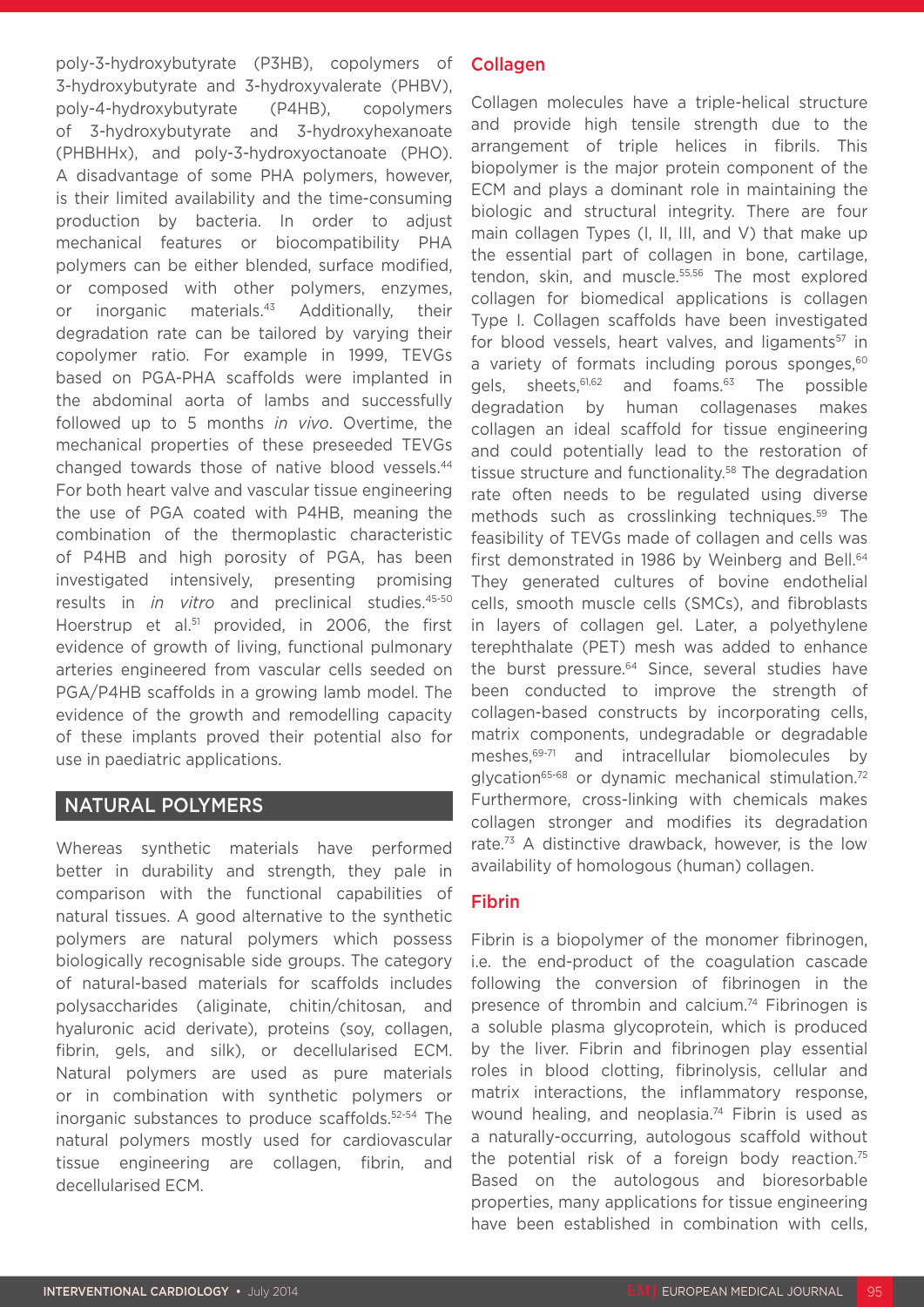poly-3-hydroxybutyrate (P3HB), copolymers of 3-hydroxybutyrate and 3-hydroxyvalerate (PHBV), poly-4-hydroxybutyrate (P4HB), copolymers of 3-hydroxybutyrate and 3-hydroxyhexanoate (PHBHHx), and poly-3-hydroxyoctanoate (PHO). A disadvantage of some PHA polymers, however, is their limited availability and the time-consuming production by bacteria. In order to adjust mechanical features or biocompatibility PHA polymers can be either blended, surface modified, or composed with other polymers, enzymes, or inorganic materials.[43] Additionally, their degradation rate can be tailored by varying their copolymer ratio. For example in 1999, TEVGs based on PGA-PHA scaffolds were implanted in the abdominal aorta of lambs and successfully followed up to 5 months *in vivo*. Overtime, the mechanical properties of these preseeded TEVGs changed towards those of native blood vessels.[44] For both heart valve and vascular tissue engineering the use of PGA coated with P4HB, meaning the combination of the thermoplastic characteristic of P4HB and high porosity of PGA, has been investigated intensively, presenting promising results in *in vitro* and preclinical studies.[45-50] Hoerstrup et al.[51] provided, in 2006, the first evidence of growth of living, functional pulmonary arteries engineered from vascular cells seeded on PGA/P4HB scaffolds in a growing lamb model. The evidence of the growth and remodelling capacity of these implants proved their potential also for use in paediatric applications.

## NATURAL POLYMERS

Whereas synthetic materials have performed better in durability and strength, they pale in comparison with the functional capabilities of natural tissues. A good alternative to the synthetic polymers are natural polymers which possess biologically recognisable side groups. The category of natural-based materials for scaffolds includes polysaccharides (aliginate, chitin/chitosan, and hyaluronic acid derivate), proteins (soy, collagen, fibrin, gels, and silk), or decellularised ECM. Natural polymers are used as pure materials or in combination with synthetic polymers or inorganic substances to produce scaffolds.[52-54] The natural polymers mostly used for cardiovascular tissue engineering are collagen, fibrin, and decellularised ECM.

### Collagen

Collagen molecules have a triple-helical structure and provide high tensile strength due to the arrangement of triple helices in fibrils. This biopolymer is the major protein component of the ECM and plays a dominant role in maintaining the biologic and structural integrity. There are four main collagen Types (I, II, III, and V) that make up the essential part of collagen in bone, cartilage, tendon, skin, and muscle.[55,56] The most explored collagen for biomedical applications is collagen Type I. Collagen scaffolds have been investigated for blood vessels, heart valves, and ligaments[57] in a variety of formats including porous sponges,[60] gels, sheets,[61,62] and foams.[63] The possible degradation by human collagenases makes collagen an ideal scaffold for tissue engineering and could potentially lead to the restoration of tissue structure and functionality.[58] The degradation rate often needs to be regulated using diverse methods such as crosslinking techniques.[59] The feasibility of TEVGs made of collagen and cells was first demonstrated in 1986 by Weinberg and Bell.[64] They generated cultures of bovine endothelial cells, smooth muscle cells (SMCs), and fibroblasts in layers of collagen gel. Later, a polyethylene terephthalate (PET) mesh was added to enhance the burst pressure.[64] Since, several studies have been conducted to improve the strength of collagen-based constructs by incorporating cells, matrix components, undegradable or degradable meshes,[69-71] and intracellular biomolecules by glycation[65-68] or dynamic mechanical stimulation.[72] Furthermore, cross-linking with chemicals makes collagen stronger and modifies its degradation rate.[73] A distinctive drawback, however, is the low availability of homologous (human) collagen.

### Fibrin

Fibrin is a biopolymer of the monomer fibrinogen, i.e. the end-product of the coagulation cascade following the conversion of fibrinogen in the presence of thrombin and calcium.[74] Fibrinogen is a soluble plasma glycoprotein, which is produced by the liver. Fibrin and fibrinogen play essential roles in blood clotting, fibrinolysis, cellular and matrix interactions, the inflammatory response, wound healing, and neoplasia.[74] Fibrin is used as a naturally-occurring, autologous scaffold without the potential risk of a foreign body reaction.[75] Based on the autologous and bioresorbable properties, many applications for tissue engineering have been established in combination with cells,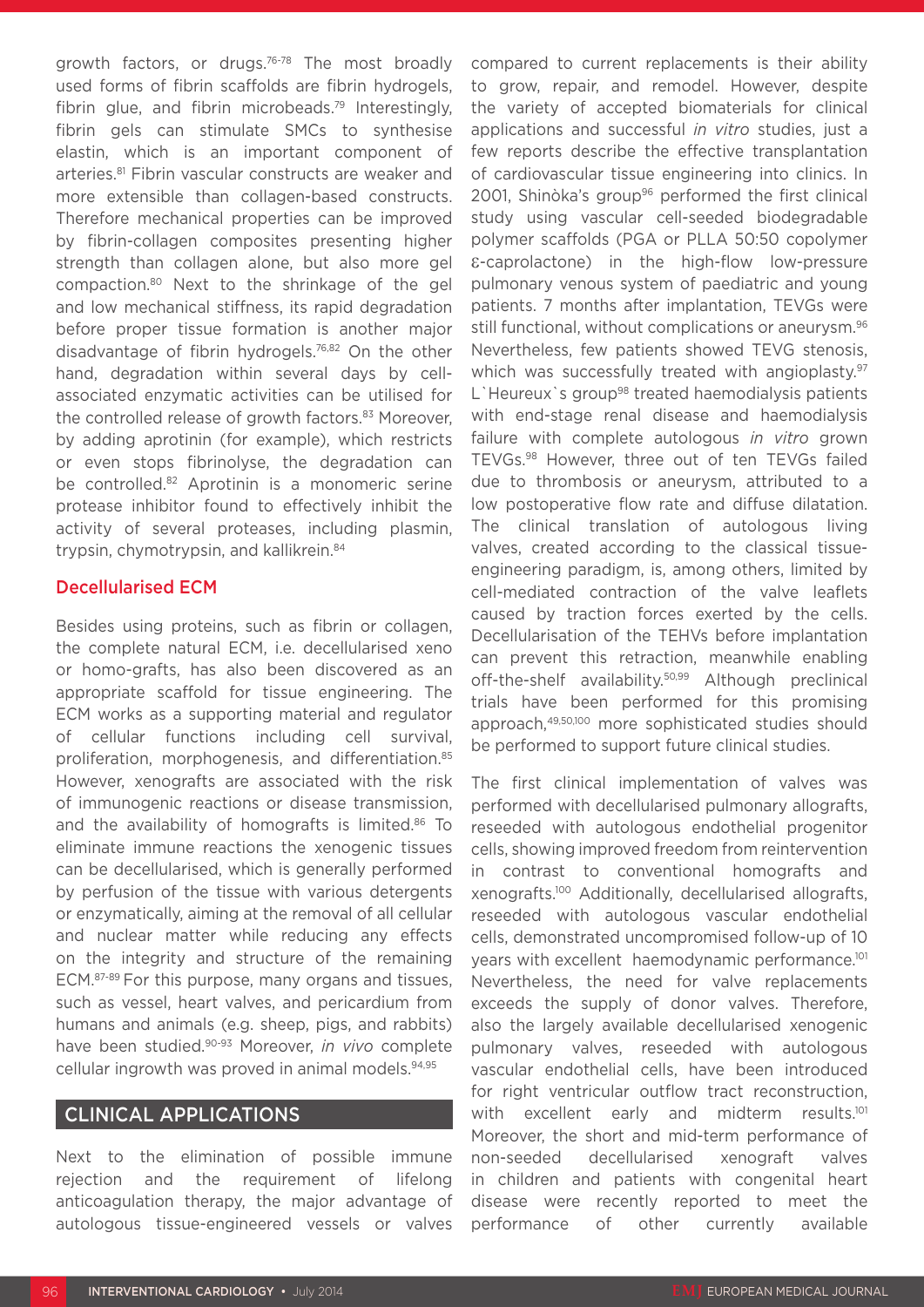growth factors, or drugs.[76-78] The most broadly used forms of fibrin scaffolds are fibrin hydrogels, fibrin glue, and fibrin microbeads.[79] Interestingly, fibrin gels can stimulate SMCs to synthesise elastin, which is an important component of arteries.[81] Fibrin vascular constructs are weaker and more extensible than collagen-based constructs. Therefore mechanical properties can be improved by fibrin-collagen composites presenting higher strength than collagen alone, but also more gel compaction.[80] Next to the shrinkage of the gel and low mechanical stiffness, its rapid degradation before proper tissue formation is another major disadvantage of fibrin hydrogels.[76,82] On the other hand, degradation within several days by cell-associated enzymatic activities can be utilised for the controlled release of growth factors.[83] Moreover, by adding aprotinin (for example), which restricts or even stops fibrinolyse, the degradation can be controlled.[82] Aprotinin is a monomeric serine protease inhibitor found to effectively inhibit the activity of several proteases, including plasmin, trypsin, chymotrypsin, and kallikrein.[84]

### Decellularised ECM

Besides using proteins, such as fibrin or collagen, the complete natural ECM, i.e. decellularised xeno or homo-grafts, has also been discovered as an appropriate scaffold for tissue engineering. The ECM works as a supporting material and regulator of cellular functions including cell survival, proliferation, morphogenesis, and differentiation.[85] However, xenografts are associated with the risk of immunogenic reactions or disease transmission, and the availability of homografts is limited.[86] To eliminate immune reactions the xenogenic tissues can be decellularised, which is generally performed by perfusion of the tissue with various detergents or enzymatically, aiming at the removal of all cellular and nuclear matter while reducing any effects on the integrity and structure of the remaining ECM.[87-89] For this purpose, many organs and tissues, such as vessel, heart valves, and pericardium from humans and animals (e.g. sheep, pigs, and rabbits) have been studied.[90-93] Moreover, *in vivo* complete cellular ingrowth was proved in animal models.[94,95]

## CLINICAL APPLICATIONS

Next to the elimination of possible immune rejection and the requirement of lifelong anticoagulation therapy, the major advantage of autologous tissue-engineered vessels or valves compared to current replacements is their ability to grow, repair, and remodel. However, despite the variety of accepted biomaterials for clinical applications and successful *in vitro* studies, just a few reports describe the effective transplantation of cardiovascular tissue engineering into clinics. In 2001, Shinòka's group[96] performed the first clinical study using vascular cell-seeded biodegradable polymer scaffolds (PGA or PLLA 50:50 copolymer ε-caprolactone) in the high-flow low-pressure pulmonary venous system of paediatric and young patients. 7 months after implantation, TEVGs were still functional, without complications or aneurysm.[96] Nevertheless, few patients showed TEVG stenosis, which was successfully treated with angioplasty.[97] L`Heureux`s group[98] treated haemodialysis patients with end-stage renal disease and haemodialysis failure with complete autologous *in vitro* grown TEVGs.[98] However, three out of ten TEVGs failed due to thrombosis or aneurysm, attributed to a low postoperative flow rate and diffuse dilatation. The clinical translation of autologous living valves, created according to the classical tissue-engineering paradigm, is, among others, limited by cell-mediated contraction of the valve leaflets caused by traction forces exerted by the cells. Decellularisation of the TEHVs before implantation can prevent this retraction, meanwhile enabling off-the-shelf availability.[50,99] Although preclinical trials have been performed for this promising approach,[49,50,100] more sophisticated studies should be performed to support future clinical studies.

The first clinical implementation of valves was performed with decellularised pulmonary allografts, reseeded with autologous endothelial progenitor cells, showing improved freedom from reintervention in contrast to conventional homografts and xenografts.[100] Additionally, decellularised allografts, reseeded with autologous vascular endothelial cells, demonstrated uncompromised follow-up of 10 years with excellent haemodynamic performance.[101] Nevertheless, the need for valve replacements exceeds the supply of donor valves. Therefore, also the largely available decellularised xenogenic pulmonary valves, reseeded with autologous vascular endothelial cells, have been introduced for right ventricular outflow tract reconstruction, with excellent early and midterm results.[101] Moreover, the short and mid-term performance of non-seeded decellularised xenograft valves in children and patients with congenital heart disease were recently reported to meet the performance of other currently available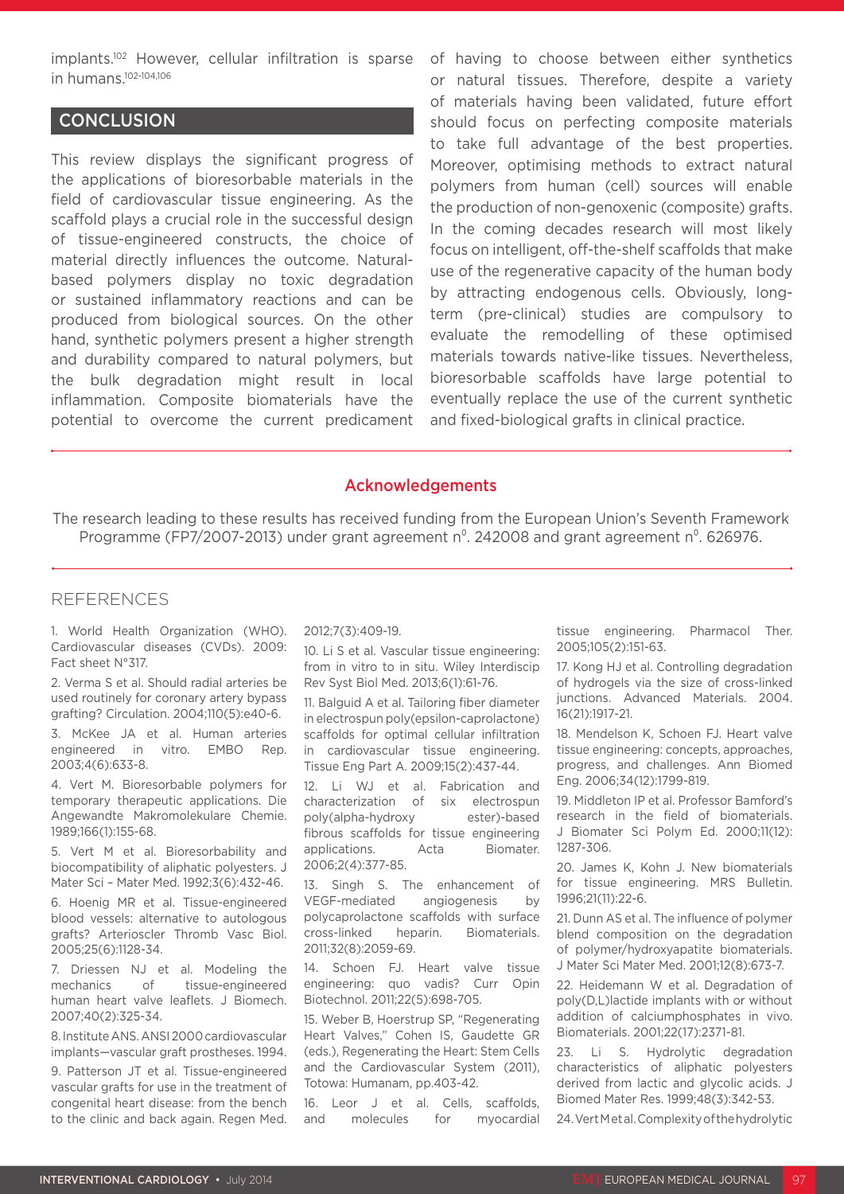implants.[102] However, cellular infiltration is sparse in humans.[102-104,106]

## CONCLUSION

This review displays the significant progress of the applications of bioresorbable materials in the field of cardiovascular tissue engineering. As the scaffold plays a crucial role in the successful design of tissue-engineered constructs, the choice of material directly influences the outcome. Natural-based polymers display no toxic degradation or sustained inflammatory reactions and can be produced from biological sources. On the other hand, synthetic polymers present a higher strength and durability compared to natural polymers, but the bulk degradation might result in local inflammation. Composite biomaterials have the potential to overcome the current predicament of having to choose between either synthetics or natural tissues. Therefore, despite a variety of materials having been validated, future effort should focus on perfecting composite materials to take full advantage of the best properties. Moreover, optimising methods to extract natural polymers from human (cell) sources will enable the production of non-genoxenic (composite) grafts. In the coming decades research will most likely focus on intelligent, off-the-shelf scaffolds that make use of the regenerative capacity of the human body by attracting endogenous cells. Obviously, long-term (pre-clinical) studies are compulsory to evaluate the remodelling of these optimised materials towards native-like tissues. Nevertheless, bioresorbable scaffolds have large potential to eventually replace the use of the current synthetic and fixed-biological grafts in clinical practice.

### Acknowledgements

The research leading to these results has received funding from the European Union's Seventh Framework Programme (FP7/2007-2013) under grant agreement n$^0$. 242008 and grant agreement n$^0$. 626976.

## REFERENCES

1. World Health Organization (WHO). Cardiovascular diseases (CVDs). 2009: Fact sheet N°317.

2. Verma S et al. Should radial arteries be used routinely for coronary artery bypass grafting? Circulation. 2004;110(5):e40-6.

3. McKee JA et al. Human arteries engineered in vitro. EMBO Rep. 2003;4(6):633-8.

4. Vert M. Bioresorbable polymers for temporary therapeutic applications. Die Angewandte Makromolekulare Chemie. 1989;166(1):155-68.

5. Vert M et al. Bioresorbability and biocompatibility of aliphatic polyesters. J Mater Sci – Mater Med. 1992;3(6):432-46.

6. Hoenig MR et al. Tissue-engineered blood vessels: alternative to autologous grafts? Arterioscler Thromb Vasc Biol. 2005;25(6):1128-34.

7. Driessen NJ et al. Modeling the mechanics of tissue-engineered human heart valve leaflets. J Biomech. 2007;40(2):325-34.

8. Institute ANS. ANSI 2000 cardiovascular implants—vascular graft prostheses. 1994.

9. Patterson JT et al. Tissue-engineered vascular grafts for use in the treatment of congenital heart disease: from the bench to the clinic and back again. Regen Med. 2012;7(3):409-19.

10. Li S et al. Vascular tissue engineering: from in vitro to in situ. Wiley Interdiscip Rev Syst Biol Med. 2013;6(1):61-76.

11. Balguid A et al. Tailoring fiber diameter in electrospun poly(epsilon-caprolactone) scaffolds for optimal cellular infiltration in cardiovascular tissue engineering. Tissue Eng Part A. 2009;15(2):437-44.

12. Li WJ et al. Fabrication and characterization of six electrospun poly(alpha-hydroxy ester)-based fibrous scaffolds for tissue engineering applications. Acta Biomater. 2006;2(4):377-85.

13. Singh S. The enhancement of VEGF-mediated angiogenesis by polycaprolactone scaffolds with surface cross-linked heparin. Biomaterials. 2011;32(8):2059-69.

14. Schoen FJ. Heart valve tissue engineering: quo vadis? Curr Opin Biotechnol. 2011;22(5):698-705.

15. Weber B, Hoerstrup SP, "Regenerating Heart Valves," Cohen IS, Gaudette GR (eds.), Regenerating the Heart: Stem Cells and the Cardiovascular System (2011), Totowa: Humanam, pp.403-42.

16. Leor J et al. Cells, scaffolds, and molecules for myocardial tissue engineering. Pharmacol Ther. 2005;105(2):151-63.

17. Kong HJ et al. Controlling degradation of hydrogels via the size of cross-linked junctions. Advanced Materials. 2004. 16(21):1917-21.

18. Mendelson K, Schoen FJ. Heart valve tissue engineering: concepts, approaches, progress, and challenges. Ann Biomed Eng. 2006;34(12):1799-819.

19. Middleton IP et al. Professor Bamford's research in the field of biomaterials. J Biomater Sci Polym Ed. 2000;11(12): 1287-306.

20. James K, Kohn J. New biomaterials for tissue engineering. MRS Bulletin. 1996;21(11):22-6.

21. Dunn AS et al. The influence of polymer blend composition on the degradation of polymer/hydroxyapatite biomaterials. J Mater Sci Mater Med. 2001;12(8):673-7.

22. Heidemann W et al. Degradation of poly(D,L)lactide implants with or without addition of calciumphosphates in vivo. Biomaterials. 2001;22(17):2371-81.

23. Li S. Hydrolytic degradation characteristics of aliphatic polyesters derived from lactic and glycolic acids. J Biomed Mater Res. 1999;48(3):342-53.

24. Vert M et al. Complexity of the hydrolytic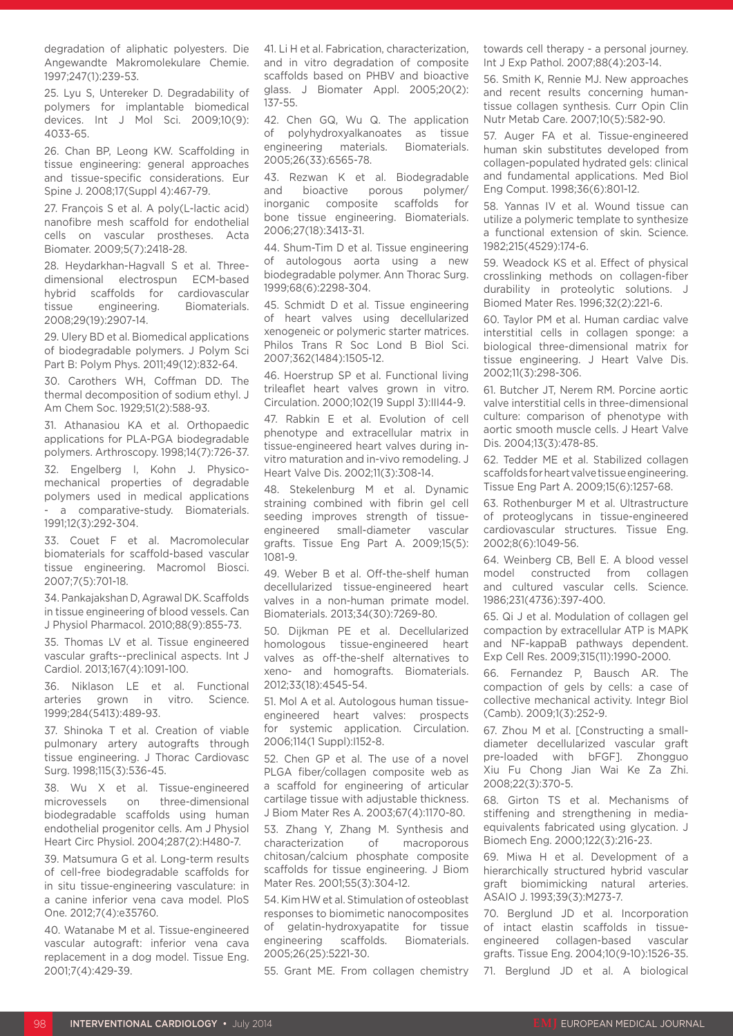degradation of aliphatic polyesters. Die Angewandte Makromolekulare Chemie. 1997;247(1):239-53.

25. Lyu S, Untereker D. Degradability of polymers for implantable biomedical devices. Int J Mol Sci. 2009;10(9): 4033-65.

26. Chan BP, Leong KW. Scaffolding in tissue engineering: general approaches and tissue-specific considerations. Eur Spine J. 2008;17(Suppl 4):467-79.

27. François S et al. A poly(L-lactic acid) nanofibre mesh scaffold for endothelial cells on vascular prostheses. Acta Biomater. 2009;5(7):2418-28.

28. Heydarkhan-Hagvall S et al. Three-dimensional electrospun ECM-based hybrid scaffolds for cardiovascular tissue engineering. Biomaterials. 2008;29(19):2907-14.

29. Ulery BD et al. Biomedical applications of biodegradable polymers. J Polym Sci Part B: Polym Phys. 2011;49(12):832-64.

30. Carothers WH, Coffman DD. The thermal decomposition of sodium ethyl. J Am Chem Soc. 1929;51(2):588-93.

31. Athanasiou KA et al. Orthopaedic applications for PLA-PGA biodegradable polymers. Arthroscopy. 1998;14(7):726-37.

32. Engelberg I, Kohn J. Physico-mechanical properties of degradable polymers used in medical applications - a comparative-study. Biomaterials. 1991;12(3):292-304.

33. Couet F et al. Macromolecular biomaterials for scaffold-based vascular tissue engineering. Macromol Biosci. 2007;7(5):701-18.

34. Pankajakshan D, Agrawal DK. Scaffolds in tissue engineering of blood vessels. Can J Physiol Pharmacol. 2010;88(9):855-73.

35. Thomas LV et al. Tissue engineered vascular grafts--preclinical aspects. Int J Cardiol. 2013;167(4):1091-100.

36. Niklason LE et al. Functional arteries grown in vitro. Science. 1999;284(5413):489-93.

37. Shinoka T et al. Creation of viable pulmonary artery autografts through tissue engineering. J Thorac Cardiovasc Surg. 1998;115(3):536-45.

38. Wu X et al. Tissue-engineered microvessels on three-dimensional biodegradable scaffolds using human endothelial progenitor cells. Am J Physiol Heart Circ Physiol. 2004;287(2):H480-7.

39. Matsumura G et al. Long-term results of cell-free biodegradable scaffolds for in situ tissue-engineering vasculature: in a canine inferior vena cava model. PloS One. 2012;7(4):e35760.

40. Watanabe M et al. Tissue-engineered vascular autograft: inferior vena cava replacement in a dog model. Tissue Eng. 2001;7(4):429-39.

41. Li H et al. Fabrication, characterization, and in vitro degradation of composite scaffolds based on PHBV and bioactive glass. J Biomater Appl. 2005;20(2): 137-55.

42. Chen GQ, Wu Q. The application of polyhydroxyalkanoates as tissue engineering materials. Biomaterials. 2005;26(33):6565-78.

43. Rezwan K et al. Biodegradable and bioactive porous polymer/inorganic composite scaffolds for bone tissue engineering. Biomaterials. 2006;27(18):3413-31.

44. Shum-Tim D et al. Tissue engineering of autologous aorta using a new biodegradable polymer. Ann Thorac Surg. 1999;68(6):2298-304.

45. Schmidt D et al. Tissue engineering of heart valves using decellularized xenogeneic or polymeric starter matrices. Philos Trans R Soc Lond B Biol Sci. 2007;362(1484):1505-12.

46. Hoerstrup SP et al. Functional living trileaflet heart valves grown in vitro. Circulation. 2000;102(19 Suppl 3):III44-9.

47. Rabkin E et al. Evolution of cell phenotype and extracellular matrix in tissue-engineered heart valves during in-vitro maturation and in-vivo remodeling. J Heart Valve Dis. 2002;11(3):308-14.

48. Stekelenburg M et al. Dynamic straining combined with fibrin gel cell seeding improves strength of tissue-engineered small-diameter vascular grafts. Tissue Eng Part A. 2009;15(5): 1081-9.

49. Weber B et al. Off-the-shelf human decellularized tissue-engineered heart valves in a non-human primate model. Biomaterials. 2013;34(30):7269-80.

50. Dijkman PE et al. Decellularized homologous tissue-engineered heart valves as off-the-shelf alternatives to xeno- and homografts. Biomaterials. 2012;33(18):4545-54.

51. Mol A et al. Autologous human tissue-engineered heart valves: prospects for systemic application. Circulation. 2006;114(1 Suppl):I152-8.

52. Chen GP et al. The use of a novel PLGA fiber/collagen composite web as a scaffold for engineering of articular cartilage tissue with adjustable thickness. J Biom Mater Res A. 2003;67(4):1170-80.

53. Zhang Y, Zhang M. Synthesis and characterization of macroporous chitosan/calcium phosphate composite scaffolds for tissue engineering. J Biom Mater Res. 2001;55(3):304-12.

54. Kim HW et al. Stimulation of osteoblast responses to biomimetic nanocomposites of gelatin-hydroxyapatite for tissue engineering scaffolds. Biomaterials. 2005;26(25):5221-30.

55. Grant ME. From collagen chemistry towards cell therapy - a personal journey. Int J Exp Pathol. 2007;88(4):203-14.

56. Smith K, Rennie MJ. New approaches and recent results concerning human-tissue collagen synthesis. Curr Opin Clin Nutr Metab Care. 2007;10(5):582-90.

57. Auger FA et al. Tissue-engineered human skin substitutes developed from collagen-populated hydrated gels: clinical and fundamental applications. Med Biol Eng Comput. 1998;36(6):801-12.

58. Yannas IV et al. Wound tissue can utilize a polymeric template to synthesize a functional extension of skin. Science. 1982;215(4529):174-6.

59. Weadock KS et al. Effect of physical crosslinking methods on collagen-fiber durability in proteolytic solutions. J Biomed Mater Res. 1996;32(2):221-6.

60. Taylor PM et al. Human cardiac valve interstitial cells in collagen sponge: a biological three-dimensional matrix for tissue engineering. J Heart Valve Dis. 2002;11(3):298-306.

61. Butcher JT, Nerem RM. Porcine aortic valve interstitial cells in three-dimensional culture: comparison of phenotype with aortic smooth muscle cells. J Heart Valve Dis. 2004;13(3):478-85.

62. Tedder ME et al. Stabilized collagen scaffolds for heart valve tissue engineering. Tissue Eng Part A. 2009;15(6):1257-68.

63. Rothenburger M et al. Ultrastructure of proteoglycans in tissue-engineered cardiovascular structures. Tissue Eng. 2002;8(6):1049-56.

64. Weinberg CB, Bell E. A blood vessel model constructed from collagen and cultured vascular cells. Science. 1986;231(4736):397-400.

65. Qi J et al. Modulation of collagen gel compaction by extracellular ATP is MAPK and NF-kappaB pathways dependent. Exp Cell Res. 2009;315(11):1990-2000.

66. Fernandez P, Bausch AR. The compaction of gels by cells: a case of collective mechanical activity. Integr Biol (Camb). 2009;1(3):252-9.

67. Zhou M et al. [Constructing a small-diameter decellularized vascular graft pre-loaded with bFGF]. Zhongguo Xiu Fu Chong Jian Wai Ke Za Zhi. 2008;22(3):370-5.

68. Girton TS et al. Mechanisms of stiffening and strengthening in media-equivalents fabricated using glycation. J Biomech Eng. 2000;122(3):216-23.

69. Miwa H et al. Development of a hierarchically structured hybrid vascular graft biomimicking natural arteries. ASAIO J. 1993;39(3):M273-7.

70. Berglund JD et al. Incorporation of intact elastin scaffolds in tissue-engineered collagen-based vascular grafts. Tissue Eng. 2004;10(9-10):1526-35.

71. Berglund JD et al. A biological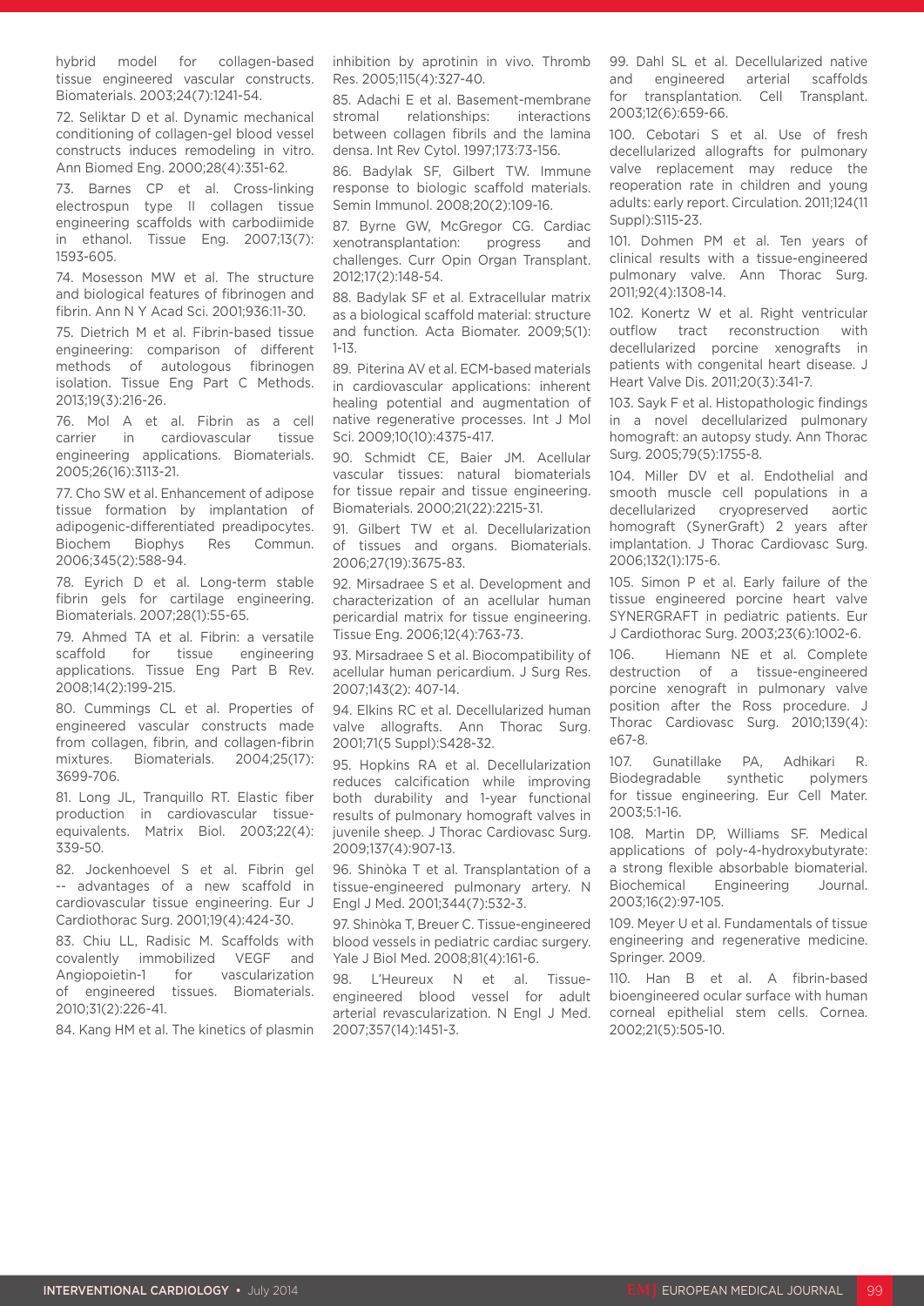hybrid model for collagen-based tissue engineered vascular constructs. Biomaterials. 2003;24(7):1241-54.

72. Seliktar D et al. Dynamic mechanical conditioning of collagen-gel blood vessel constructs induces remodeling in vitro. Ann Biomed Eng. 2000;28(4):351-62.

73. Barnes CP et al. Cross-linking electrospun type II collagen tissue engineering scaffolds with carbodiimide in ethanol. Tissue Eng. 2007;13(7): 1593-605.

74. Mosesson MW et al. The structure and biological features of fibrinogen and fibrin. Ann N Y Acad Sci. 2001;936:11-30.

75. Dietrich M et al. Fibrin-based tissue engineering: comparison of different methods of autologous fibrinogen isolation. Tissue Eng Part C Methods. 2013;19(3):216-26.

76. Mol A et al. Fibrin as a cell carrier in cardiovascular tissue engineering applications. Biomaterials. 2005;26(16):3113-21.

77. Cho SW et al. Enhancement of adipose tissue formation by implantation of adipogenic-differentiated preadipocytes. Biochem Biophys Res Commun. 2006;345(2):588-94.

78. Eyrich D et al. Long-term stable fibrin gels for cartilage engineering. Biomaterials. 2007;28(1):55-65.

79. Ahmed TA et al. Fibrin: a versatile scaffold for tissue engineering applications. Tissue Eng Part B Rev. 2008;14(2):199-215.

80. Cummings CL et al. Properties of engineered vascular constructs made from collagen, fibrin, and collagen-fibrin mixtures. Biomaterials. 2004;25(17): 3699-706.

81. Long JL, Tranquillo RT. Elastic fiber production in cardiovascular tissue-equivalents. Matrix Biol. 2003;22(4): 339-50.

82. Jockenhoevel S et al. Fibrin gel -- advantages of a new scaffold in cardiovascular tissue engineering. Eur J Cardiothorac Surg. 2001;19(4):424-30.

83. Chiu LL, Radisic M. Scaffolds with covalently immobilized VEGF and Angiopoietin-1 for vascularization of engineered tissues. Biomaterials. 2010;31(2):226-41.

84. Kang HM et al. The kinetics of plasmin inhibition by aprotinin in vivo. Thromb Res. 2005;115(4):327-40.

85. Adachi E et al. Basement-membrane stromal relationships: interactions between collagen fibrils and the lamina densa. Int Rev Cytol. 1997;173:73-156.

86. Badylak SF, Gilbert TW. Immune response to biologic scaffold materials. Semin Immunol. 2008;20(2):109-16.

87. Byrne GW, McGregor CG. Cardiac xenotransplantation: progress and challenges. Curr Opin Organ Transplant. 2012;17(2):148-54.

88. Badylak SF et al. Extracellular matrix as a biological scaffold material: structure and function. Acta Biomater. 2009;5(1): 1-13.

89. Piterina AV et al. ECM-based materials in cardiovascular applications: inherent healing potential and augmentation of native regenerative processes. Int J Mol Sci. 2009;10(10):4375-417.

90. Schmidt CE, Baier JM. Acellular vascular tissues: natural biomaterials for tissue repair and tissue engineering. Biomaterials. 2000;21(22):2215-31.

91. Gilbert TW et al. Decellularization of tissues and organs. Biomaterials. 2006;27(19):3675-83.

92. Mirsadraee S et al. Development and characterization of an acellular human pericardial matrix for tissue engineering. Tissue Eng. 2006;12(4):763-73.

93. Mirsadraee S et al. Biocompatibility of acellular human pericardium. J Surg Res. 2007;143(2): 407-14.

94. Elkins RC et al. Decellularized human valve allografts. Ann Thorac Surg. 2001;71(5 Suppl):S428-32.

95. Hopkins RA et al. Decellularization reduces calcification while improving both durability and 1-year functional results of pulmonary homograft valves in juvenile sheep. J Thorac Cardiovasc Surg. 2009;137(4):907-13.

96. Shinòka T et al. Transplantation of a tissue-engineered pulmonary artery. N Engl J Med. 2001;344(7):532-3.

97. Shinòka T, Breuer C. Tissue-engineered blood vessels in pediatric cardiac surgery. Yale J Biol Med. 2008;81(4):161-6.

98. L'Heureux N et al. Tissue-engineered blood vessel for adult arterial revascularization. N Engl J Med. 2007;357(14):1451-3.

99. Dahl SL et al. Decellularized native and engineered arterial scaffolds for transplantation. Cell Transplant. 2003;12(6):659-66.

100. Cebotari S et al. Use of fresh decellularized allografts for pulmonary valve replacement may reduce the reoperation rate in children and young adults: early report. Circulation. 2011;124(11 Suppl):S115-23.

101. Dohmen PM et al. Ten years of clinical results with a tissue-engineered pulmonary valve. Ann Thorac Surg. 2011;92(4):1308-14.

102. Konertz W et al. Right ventricular outflow tract reconstruction with decellularized porcine xenografts in patients with congenital heart disease. J Heart Valve Dis. 2011;20(3):341-7.

103. Sayk F et al. Histopathologic findings in a novel decellularized pulmonary homograft: an autopsy study. Ann Thorac Surg. 2005;79(5):1755-8.

104. Miller DV et al. Endothelial and smooth muscle cell populations in a decellularized cryopreserved aortic homograft (SynerGraft) 2 years after implantation. J Thorac Cardiovasc Surg. 2006;132(1):175-6.

105. Simon P et al. Early failure of the tissue engineered porcine heart valve SYNERGRAFT in pediatric patients. Eur J Cardiothorac Surg. 2003;23(6):1002-6.

106. Hiemann NE et al. Complete destruction of a tissue-engineered porcine xenograft in pulmonary valve position after the Ross procedure. J Thorac Cardiovasc Surg. 2010;139(4): e67-8.

107. Gunatillake PA, Adhikari R. Biodegradable synthetic polymers for tissue engineering. Eur Cell Mater. 2003;5:1-16.

108. Martin DP, Williams SF. Medical applications of poly-4-hydroxybutyrate: a strong flexible absorbable biomaterial. Biochemical Engineering Journal. 2003;16(2):97-105.

109. Meyer U et al. Fundamentals of tissue engineering and regenerative medicine. Springer. 2009.

110. Han B et al. A fibrin-based bioengineered ocular surface with human corneal epithelial stem cells. Cornea. 2002;21(5):505-10.